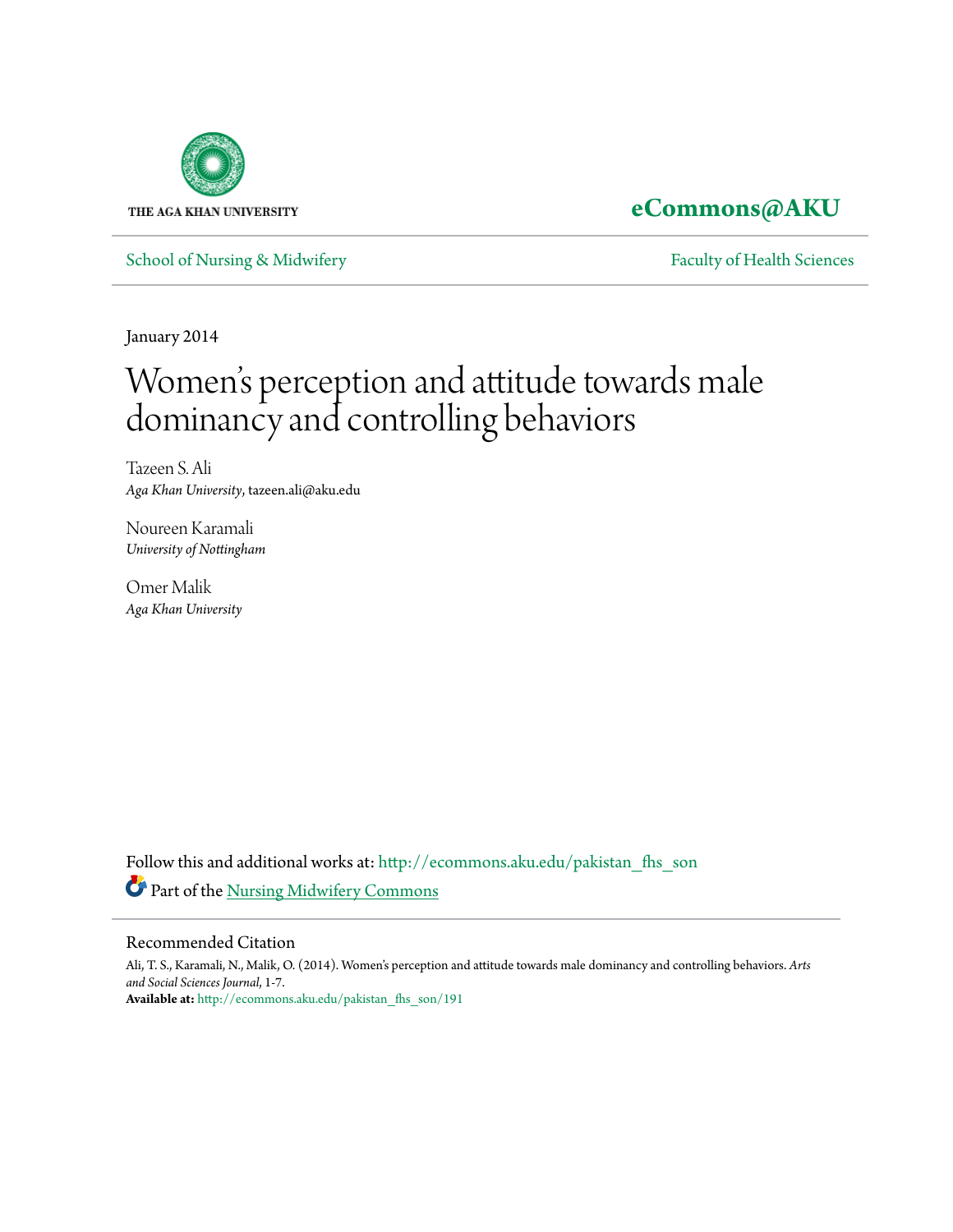THE AGA KHAN UNIVERSITY

**eCommons@AKU**

School of Nursing & Midwifery | Faculty of Health Sciences

January 2014

# Women's perception and attitude towards male dominancy and controlling behaviors

Tazeen S. Ali
*Aga Khan University*, tazeen.ali@aku.edu

Noureen Karamali
*University of Nottingham*

Omer Malik
*Aga Khan University*

Follow this and additional works at: http://ecommons.aku.edu/pakistan_fhs_son

Part of the Nursing Midwifery Commons

## Recommended Citation

Ali, T. S., Karamali, N., Malik, O. (2014). Women's perception and attitude towards male dominancy and controlling behaviors. *Arts and Social Sciences Journal*, 1-7.

**Available at:** http://ecommons.aku.edu/pakistan_fhs_son/191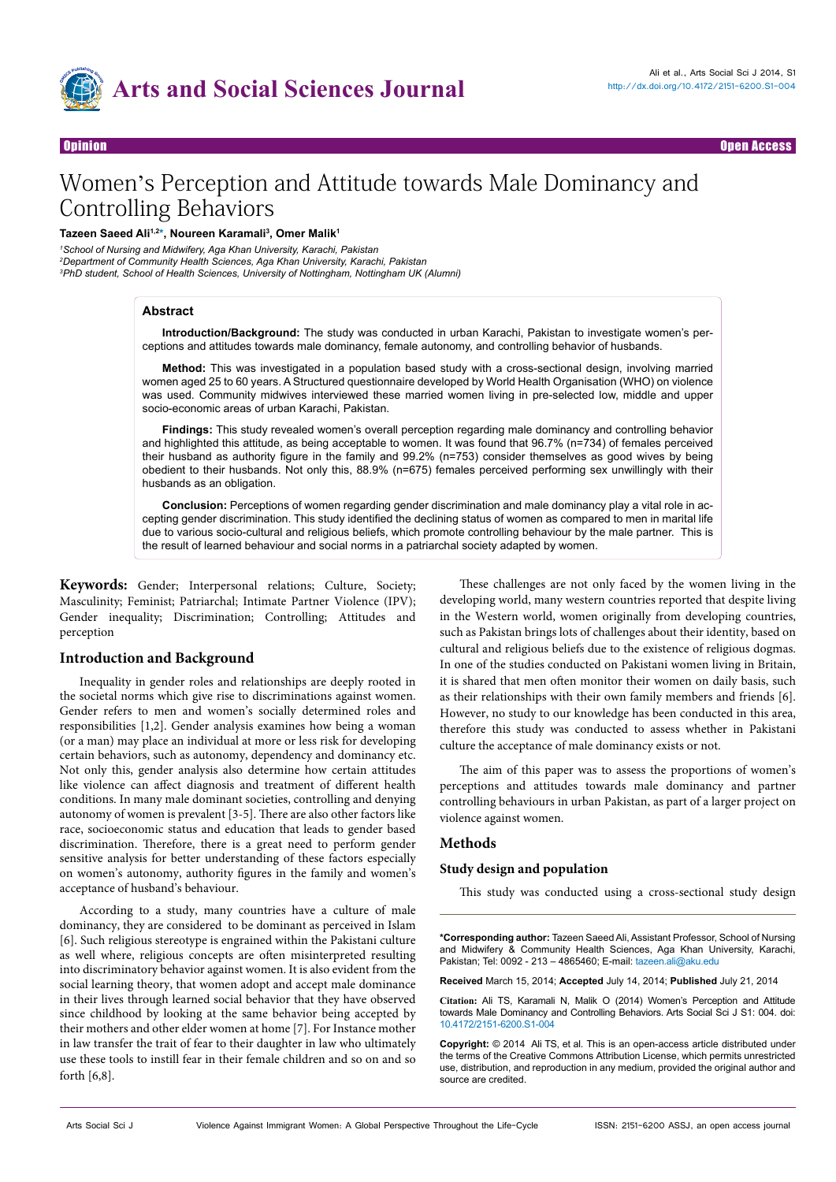# Women's Perception and Attitude towards Male Dominancy and Controlling Behaviors

**Tazeen Saeed Ali[1,2*], Noureen Karamali[3], Omer Malik[1]**

*[1]School of Nursing and Midwifery, Aga Khan University, Karachi, Pakistan*
*[2]Department of Community Health Sciences, Aga Khan University, Karachi, Pakistan*
*[3]PhD student, School of Health Sciences, University of Nottingham, Nottingham UK (Alumni)*

Opinion — Open Access

## Abstract

**Introduction/Background:** The study was conducted in urban Karachi, Pakistan to investigate women's perceptions and attitudes towards male dominancy, female autonomy, and controlling behavior of husbands.

**Method:** This was investigated in a population based study with a cross-sectional design, involving married women aged 25 to 60 years. A Structured questionnaire developed by World Health Organisation (WHO) on violence was used. Community midwives interviewed these married women living in pre-selected low, middle and upper socio-economic areas of urban Karachi, Pakistan.

**Findings:** This study revealed women's overall perception regarding male dominancy and controlling behavior and highlighted this attitude, as being acceptable to women. It was found that 96.7% (n=734) of females perceived their husband as authority figure in the family and 99.2% (n=753) consider themselves as good wives by being obedient to their husbands. Not only this, 88.9% (n=675) females perceived performing sex unwillingly with their husbands as an obligation.

**Conclusion:** Perceptions of women regarding gender discrimination and male dominancy play a vital role in accepting gender discrimination. This study identified the declining status of women as compared to men in marital life due to various socio-cultural and religious beliefs, which promote controlling behaviour by the male partner. This is the result of learned behaviour and social norms in a patriarchal society adapted by women.

**Keywords:** Gender; Interpersonal relations; Culture, Society; Masculinity; Feminist; Patriarchal; Intimate Partner Violence (IPV); Gender inequality; Discrimination; Controlling; Attitudes and perception

## Introduction and Background

Inequality in gender roles and relationships are deeply rooted in the societal norms which give rise to discriminations against women. Gender refers to men and women's socially determined roles and responsibilities [1,2]. Gender analysis examines how being a woman (or a man) may place an individual at more or less risk for developing certain behaviors, such as autonomy, dependency and dominancy etc. Not only this, gender analysis also determine how certain attitudes like violence can affect diagnosis and treatment of different health conditions. In many male dominant societies, controlling and denying autonomy of women is prevalent [3-5]. There are also other factors like race, socioeconomic status and education that leads to gender based discrimination. Therefore, there is a great need to perform gender sensitive analysis for better understanding of these factors especially on women's autonomy, authority figures in the family and women's acceptance of husband's behaviour.

According to a study, many countries have a culture of male dominancy, they are considered to be dominant as perceived in Islam [6]. Such religious stereotype is engrained within the Pakistani culture as well where, religious concepts are often misinterpreted resulting into discriminatory behavior against women. It is also evident from the social learning theory, that women adopt and accept male dominance in their lives through learned social behavior that they have observed since childhood by looking at the same behavior being accepted by their mothers and other elder women at home [7]. For Instance mother in law transfer the trait of fear to their daughter in law who ultimately use these tools to instill fear in their female children and so on and so forth [6,8].

These challenges are not only faced by the women living in the developing world, many western countries reported that despite living in the Western world, women originally from developing countries, such as Pakistan brings lots of challenges about their identity, based on cultural and religious beliefs due to the existence of religious dogmas. In one of the studies conducted on Pakistani women living in Britain, it is shared that men often monitor their women on daily basis, such as their relationships with their own family members and friends [6]. However, no study to our knowledge has been conducted in this area, therefore this study was conducted to assess whether in Pakistani culture the acceptance of male dominancy exists or not.

The aim of this paper was to assess the proportions of women's perceptions and attitudes towards male dominancy and partner controlling behaviours in urban Pakistan, as part of a larger project on violence against women.

## Methods

### Study design and population

This study was conducted using a cross-sectional study design

**\*Corresponding author:** Tazeen Saeed Ali, Assistant Professor, School of Nursing and Midwifery & Community Health Sciences, Aga Khan University, Karachi, Pakistan; Tel: 0092 - 213 – 4865460; E-mail: tazeen.ali@aku.edu

**Received** March 15, 2014; **Accepted** July 14, 2014; **Published** July 21, 2014

**Citation:** Ali TS, Karamali N, Malik O (2014) Women's Perception and Attitude towards Male Dominancy and Controlling Behaviors. Arts Social Sci J S1: 004. doi: 10.4172/2151-6200.S1-004

**Copyright:** © 2014 Ali TS, et al. This is an open-access article distributed under the terms of the Creative Commons Attribution License, which permits unrestricted use, distribution, and reproduction in any medium, provided the original author and source are credited.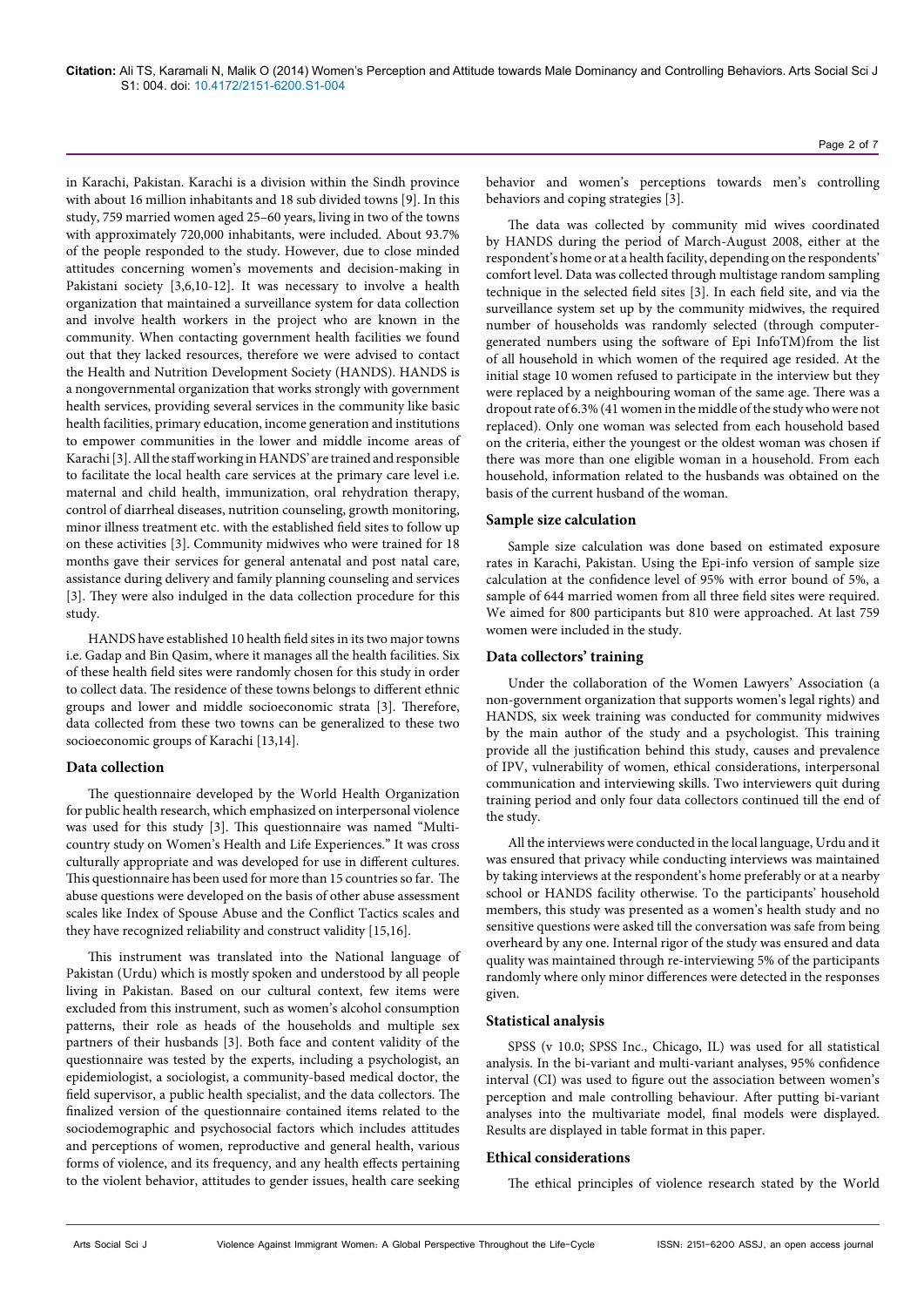in Karachi, Pakistan. Karachi is a division within the Sindh province with about 16 million inhabitants and 18 sub divided towns [9]. In this study, 759 married women aged 25–60 years, living in two of the towns with approximately 720,000 inhabitants, were included. About 93.7% of the people responded to the study. However, due to close minded attitudes concerning women's movements and decision-making in Pakistani society [3,6,10-12]. It was necessary to involve a health organization that maintained a surveillance system for data collection and involve health workers in the project who are known in the community. When contacting government health facilities we found out that they lacked resources, therefore we were advised to contact the Health and Nutrition Development Society (HANDS). HANDS is a nongovernmental organization that works strongly with government health services, providing several services in the community like basic health facilities, primary education, income generation and institutions to empower communities in the lower and middle income areas of Karachi [3]. All the staff working in HANDS' are trained and responsible to facilitate the local health care services at the primary care level i.e. maternal and child health, immunization, oral rehydration therapy, control of diarrheal diseases, nutrition counseling, growth monitoring, minor illness treatment etc. with the established field sites to follow up on these activities [3]. Community midwives who were trained for 18 months gave their services for general antenatal and post natal care, assistance during delivery and family planning counseling and services [3]. They were also indulged in the data collection procedure for this study.

HANDS have established 10 health field sites in its two major towns i.e. Gadap and Bin Qasim, where it manages all the health facilities. Six of these health field sites were randomly chosen for this study in order to collect data. The residence of these towns belongs to different ethnic groups and lower and middle socioeconomic strata [3]. Therefore, data collected from these two towns can be generalized to these two socioeconomic groups of Karachi [13,14].

### Data collection

The questionnaire developed by the World Health Organization for public health research, which emphasized on interpersonal violence was used for this study [3]. This questionnaire was named "Multi-country study on Women's Health and Life Experiences." It was cross culturally appropriate and was developed for use in different cultures. This questionnaire has been used for more than 15 countries so far. The abuse questions were developed on the basis of other abuse assessment scales like Index of Spouse Abuse and the Conflict Tactics scales and they have recognized reliability and construct validity [15,16].

This instrument was translated into the National language of Pakistan (Urdu) which is mostly spoken and understood by all people living in Pakistan. Based on our cultural context, few items were excluded from this instrument, such as women's alcohol consumption patterns, their role as heads of the households and multiple sex partners of their husbands [3]. Both face and content validity of the questionnaire was tested by the experts, including a psychologist, an epidemiologist, a sociologist, a community-based medical doctor, the field supervisor, a public health specialist, and the data collectors. The finalized version of the questionnaire contained items related to the sociodemographic and psychosocial factors which includes attitudes and perceptions of women, reproductive and general health, various forms of violence, and its frequency, and any health effects pertaining to the violent behavior, attitudes to gender issues, health care seeking behavior and women's perceptions towards men's controlling behaviors and coping strategies [3].

The data was collected by community mid wives coordinated by HANDS during the period of March-August 2008, either at the respondent's home or at a health facility, depending on the respondents' comfort level. Data was collected through multistage random sampling technique in the selected field sites [3]. In each field site, and via the surveillance system set up by the community midwives, the required number of households was randomly selected (through computer-generated numbers using the software of Epi InfoTM)from the list of all household in which women of the required age resided. At the initial stage 10 women refused to participate in the interview but they were replaced by a neighbouring woman of the same age. There was a dropout rate of 6.3% (41 women in the middle of the study who were not replaced). Only one woman was selected from each household based on the criteria, either the youngest or the oldest woman was chosen if there was more than one eligible woman in a household. From each household, information related to the husbands was obtained on the basis of the current husband of the woman.

### Sample size calculation

Sample size calculation was done based on estimated exposure rates in Karachi, Pakistan. Using the Epi-info version of sample size calculation at the confidence level of 95% with error bound of 5%, a sample of 644 married women from all three field sites were required. We aimed for 800 participants but 810 were approached. At last 759 women were included in the study.

### Data collectors' training

Under the collaboration of the Women Lawyers' Association (a non-government organization that supports women's legal rights) and HANDS, six week training was conducted for community midwives by the main author of the study and a psychologist. This training provide all the justification behind this study, causes and prevalence of IPV, vulnerability of women, ethical considerations, interpersonal communication and interviewing skills. Two interviewers quit during training period and only four data collectors continued till the end of the study.

All the interviews were conducted in the local language, Urdu and it was ensured that privacy while conducting interviews was maintained by taking interviews at the respondent's home preferably or at a nearby school or HANDS facility otherwise. To the participants' household members, this study was presented as a women's health study and no sensitive questions were asked till the conversation was safe from being overheard by any one. Internal rigor of the study was ensured and data quality was maintained through re-interviewing 5% of the participants randomly where only minor differences were detected in the responses given.

### Statistical analysis

SPSS (v 10.0; SPSS Inc., Chicago, IL) was used for all statistical analysis. In the bi-variant and multi-variant analyses, 95% confidence interval (CI) was used to figure out the association between women's perception and male controlling behaviour. After putting bi-variant analyses into the multivariate model, final models were displayed. Results are displayed in table format in this paper.

### Ethical considerations

The ethical principles of violence research stated by the World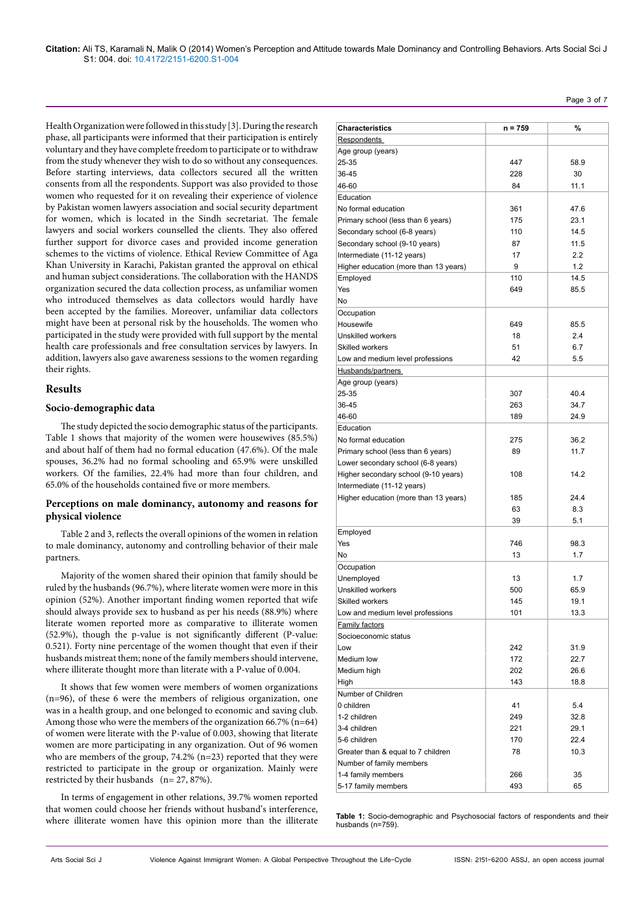Health Organization were followed in this study [3]. During the research phase, all participants were informed that their participation is entirely voluntary and they have complete freedom to participate or to withdraw from the study whenever they wish to do so without any consequences. Before starting interviews, data collectors secured all the written consents from all the respondents. Support was also provided to those women who requested for it on revealing their experience of violence by Pakistan women lawyers association and social security department for women, which is located in the Sindh secretariat. The female lawyers and social workers counselled the clients. They also offered further support for divorce cases and provided income generation schemes to the victims of violence. Ethical Review Committee of Aga Khan University in Karachi, Pakistan granted the approval on ethical and human subject considerations. The collaboration with the HANDS organization secured the data collection process, as unfamiliar women who introduced themselves as data collectors would hardly have been accepted by the families. Moreover, unfamiliar data collectors might have been at personal risk by the households. The women who participated in the study were provided with full support by the mental health care professionals and free consultation services by lawyers. In addition, lawyers also gave awareness sessions to the women regarding their rights.

## Results

### Socio-demographic data

The study depicted the socio demographic status of the participants. Table 1 shows that majority of the women were housewives (85.5%) and about half of them had no formal education (47.6%). Of the male spouses, 36.2% had no formal schooling and 65.9% were unskilled workers. Of the families, 22.4% had more than four children, and 65.0% of the households contained five or more members.

### Perceptions on male dominancy, autonomy and reasons for physical violence

Table 2 and 3, reflects the overall opinions of the women in relation to male dominancy, autonomy and controlling behavior of their male partners.

Majority of the women shared their opinion that family should be ruled by the husbands (96.7%), where literate women were more in this opinion (52%). Another important finding women reported that wife should always provide sex to husband as per his needs (88.9%) where literate women reported more as comparative to illiterate women (52.9%), though the p-value is not significantly different (P-value: 0.521). Forty nine percentage of the women thought that even if their husbands mistreat them; none of the family members should intervene, where illiterate thought more than literate with a P-value of 0.004.

It shows that few women were members of women organizations (n=96), of these 6 were the members of religious organization, one was in a health group, and one belonged to economic and saving club. Among those who were the members of the organization 66.7% (n=64) of women were literate with the P-value of 0.003, showing that literate women are more participating in any organization. Out of 96 women who are members of the group, 74.2% (n=23) reported that they were restricted to participate in the group or organization. Mainly were restricted by their husbands (n= 27, 87%).

In terms of engagement in other relations, 39.7% women reported that women could choose her friends without husband's interference, where illiterate women have this opinion more than the illiterate

| Characteristics | n = 759 | % |
|---|---|---|
| Respondents | | |
| Age group (years) | | |
| 25-35 | 447 | 58.9 |
| 36-45 | 228 | 30 |
| 46-60 | 84 | 11.1 |
| Education | | |
| No formal education | 361 | 47.6 |
| Primary school (less than 6 years) | 175 | 23.1 |
| Secondary school (6-8 years) | 110 | 14.5 |
| Secondary school (9-10 years) | 87 | 11.5 |
| Intermediate (11-12 years) | 17 | 2.2 |
| Higher education (more than 13 years) | 9 | 1.2 |
| Employed | 110 | 14.5 |
| Yes | 649 | 85.5 |
| No | | |
| Occupation | | |
| Housewife | 649 | 85.5 |
| Unskilled workers | 18 | 2.4 |
| Skilled workers | 51 | 6.7 |
| Low and medium level professions | 42 | 5.5 |
| Husbands/partners | | |
| Age group (years) | | |
| 25-35 | 307 | 40.4 |
| 36-45 | 263 | 34.7 |
| 46-60 | 189 | 24.9 |
| Education | | |
| No formal education | 275 | 36.2 |
| Primary school (less than 6 years) | 89 | 11.7 |
| Lower secondary school (6-8 years) | | |
| Higher secondary school (9-10 years) | 108 | 14.2 |
| Intermediate (11-12 years) | | |
| Higher education (more than 13 years) | 185 | 24.4 |
| | 63 | 8.3 |
| | 39 | 5.1 |
| Employed | | |
| Yes | 746 | 98.3 |
| No | 13 | 1.7 |
| Occupation | | |
| Unemployed | 13 | 1.7 |
| Unskilled workers | 500 | 65.9 |
| Skilled workers | 145 | 19.1 |
| Low and medium level professions | 101 | 13.3 |
| Family factors | | |
| Socioeconomic status | | |
| Low | 242 | 31.9 |
| Medium low | 172 | 22.7 |
| Medium high | 202 | 26.6 |
| High | 143 | 18.8 |
| Number of Children | | |
| 0 children | 41 | 5.4 |
| 1-2 children | 249 | 32.8 |
| 3-4 children | 221 | 29.1 |
| 5-6 children | 170 | 22.4 |
| Greater than & equal to 7 children | 78 | 10.3 |
| Number of family members | | |
| 1-4 family members | 266 | 35 |
| 5-17 family members | 493 | 65 |

**Table 1:** Socio-demographic and Psychosocial factors of respondents and their husbands (n=759).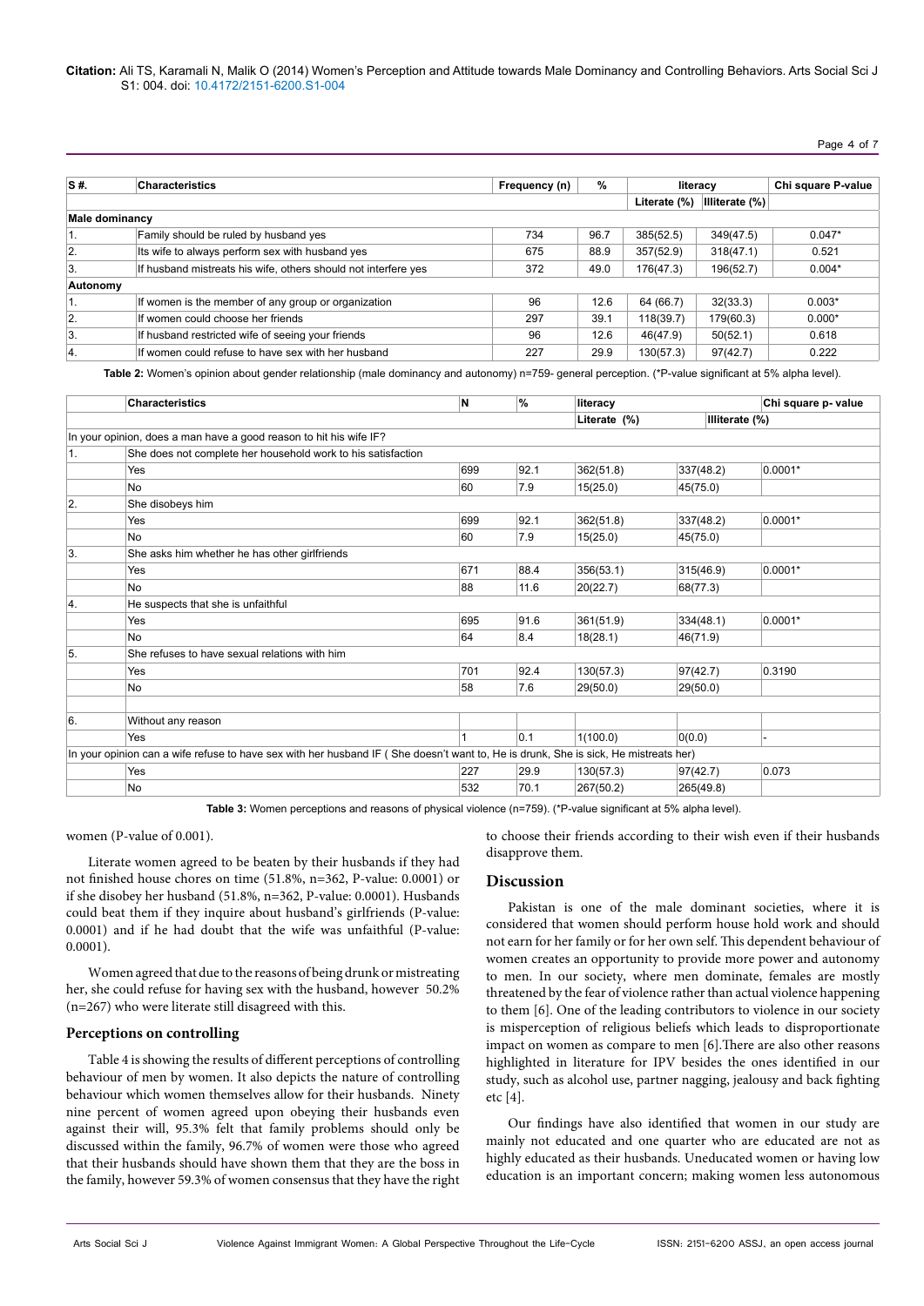| S #. | Characteristics | Frequency (n) | % | literacy | | Chi square P-value |
|---|---|---|---|---|---|---|
| | | | | Literate (%) | Illiterate (%) | |
| **Male dominancy** | | | | | | |
| 1. | Family should be ruled by husband yes | 734 | 96.7 | 385(52.5) | 349(47.5) | 0.047* |
| 2. | Its wife to always perform sex with husband yes | 675 | 88.9 | 357(52.9) | 318(47.1) | 0.521 |
| 3. | If husband mistreats his wife, others should not interfere yes | 372 | 49.0 | 176(47.3) | 196(52.7) | 0.004* |
| **Autonomy** | | | | | | |
| 1. | If women is the member of any group or organization | 96 | 12.6 | 64 (66.7) | 32(33.3) | 0.003* |
| 2. | If women could choose her friends | 297 | 39.1 | 118(39.7) | 179(60.3) | 0.000* |
| 3. | If husband restricted wife of seeing your friends | 96 | 12.6 | 46(47.9) | 50(52.1) | 0.618 |
| 4. | If women could refuse to have sex with her husband | 227 | 29.9 | 130(57.3) | 97(42.7) | 0.222 |

**Table 2:** Women's opinion about gender relationship (male dominancy and autonomy) n=759- general perception. (*P-value significant at 5% alpha level).

| | Characteristics | N | % | literacy | | Chi square p- value |
|---|---|---|---|---|---|---|
| | | | | Literate (%) | Illiterate (%) | |
| In your opinion, does a man have a good reason to hit his wife IF? | | | | | | |
| 1. | She does not complete her household work to his satisfaction | | | | | |
| | Yes | 699 | 92.1 | 362(51.8) | 337(48.2) | 0.0001* |
| | No | 60 | 7.9 | 15(25.0) | 45(75.0) | |
| 2. | She disobeys him | | | | | |
| | Yes | 699 | 92.1 | 362(51.8) | 337(48.2) | 0.0001* |
| | No | 60 | 7.9 | 15(25.0) | 45(75.0) | |
| 3. | She asks him whether he has other girlfriends | | | | | |
| | Yes | 671 | 88.4 | 356(53.1) | 315(46.9) | 0.0001* |
| | No | 88 | 11.6 | 20(22.7) | 68(77.3) | |
| 4. | He suspects that she is unfaithful | | | | | |
| | Yes | 695 | 91.6 | 361(51.9) | 334(48.1) | 0.0001* |
| | No | 64 | 8.4 | 18(28.1) | 46(71.9) | |
| 5. | She refuses to have sexual relations with him | | | | | |
| | Yes | 701 | 92.4 | 130(57.3) | 97(42.7) | 0.3190 |
| | No | 58 | 7.6 | 29(50.0) | 29(50.0) | |
| | | | | | | |
| 6. | Without any reason | | | | | |
| | Yes | 1 | 0.1 | 1(100.0) | 0(0.0) | - |
| In your opinion can a wife refuse to have sex with her husband IF ( She doesn't want to, He is drunk, She is sick, He mistreats her) | | | | | | |
| | Yes | 227 | 29.9 | 130(57.3) | 97(42.7) | 0.073 |
| | No | 532 | 70.1 | 267(50.2) | 265(49.8) | |

**Table 3:** Women perceptions and reasons of physical violence (n=759). (*P-value significant at 5% alpha level).

women (P-value of 0.001).

Literate women agreed to be beaten by their husbands if they had not finished house chores on time (51.8%, n=362, P-value: 0.0001) or if she disobey her husband (51.8%, n=362, P-value: 0.0001). Husbands could beat them if they inquire about husband's girlfriends (P-value: 0.0001) and if he had doubt that the wife was unfaithful (P-value: 0.0001).

Women agreed that due to the reasons of being drunk or mistreating her, she could refuse for having sex with the husband, however 50.2% (n=267) who were literate still disagreed with this.

### Perceptions on controlling

Table 4 is showing the results of different perceptions of controlling behaviour of men by women. It also depicts the nature of controlling behaviour which women themselves allow for their husbands. Ninety nine percent of women agreed upon obeying their husbands even against their will, 95.3% felt that family problems should only be discussed within the family, 96.7% of women were those who agreed that their husbands should have shown them that they are the boss in the family, however 59.3% of women consensus that they have the right to choose their friends according to their wish even if their husbands disapprove them.

## Discussion

Pakistan is one of the male dominant societies, where it is considered that women should perform house hold work and should not earn for her family or for her own self. This dependent behaviour of women creates an opportunity to provide more power and autonomy to men. In our society, where men dominate, females are mostly threatened by the fear of violence rather than actual violence happening to them [6]. One of the leading contributors to violence in our society is misperception of religious beliefs which leads to disproportionate impact on women as compare to men [6].There are also other reasons highlighted in literature for IPV besides the ones identified in our study, such as alcohol use, partner nagging, jealousy and back fighting etc [4].

Our findings have also identified that women in our study are mainly not educated and one quarter who are educated are not as highly educated as their husbands. Uneducated women or having low education is an important concern; making women less autonomous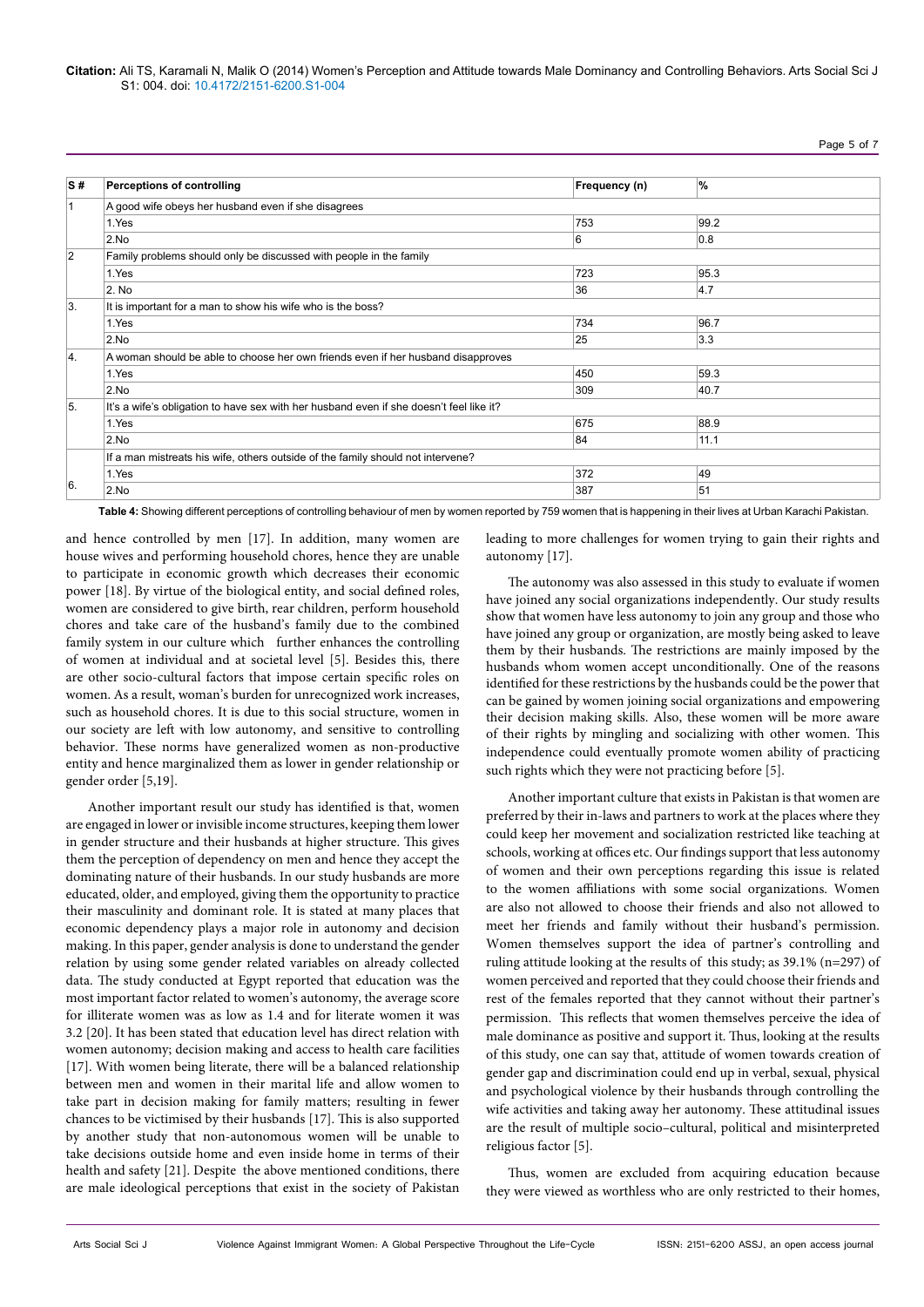| S # | Perceptions of controlling | Frequency (n) | % |
|---|---|---|---|
| 1 | A good wife obeys her husband even if she disagrees | | |
| | 1.Yes | 753 | 99.2 |
| | 2.No | 6 | 0.8 |
| 2 | Family problems should only be discussed with people in the family | | |
| | 1.Yes | 723 | 95.3 |
| | 2. No | 36 | 4.7 |
| 3. | It is important for a man to show his wife who is the boss? | | |
| | 1.Yes | 734 | 96.7 |
| | 2.No | 25 | 3.3 |
| 4. | A woman should be able to choose her own friends even if her husband disapproves | | |
| | 1.Yes | 450 | 59.3 |
| | 2.No | 309 | 40.7 |
| 5. | It's a wife's obligation to have sex with her husband even if she doesn't feel like it? | | |
| | 1.Yes | 675 | 88.9 |
| | 2.No | 84 | 11.1 |
| 6. | If a man mistreats his wife, others outside of the family should not intervene? | | |
| | 1.Yes | 372 | 49 |
| | 2.No | 387 | 51 |

**Table 4:** Showing different perceptions of controlling behaviour of men by women reported by 759 women that is happening in their lives at Urban Karachi Pakistan.

and hence controlled by men [17]. In addition, many women are house wives and performing household chores, hence they are unable to participate in economic growth which decreases their economic power [18]. By virtue of the biological entity, and social defined roles, women are considered to give birth, rear children, perform household chores and take care of the husband's family due to the combined family system in our culture which further enhances the controlling of women at individual and at societal level [5]. Besides this, there are other socio-cultural factors that impose certain specific roles on women. As a result, woman's burden for unrecognized work increases, such as household chores. It is due to this social structure, women in our society are left with low autonomy, and sensitive to controlling behavior. These norms have generalized women as non-productive entity and hence marginalized them as lower in gender relationship or gender order [5,19].

Another important result our study has identified is that, women are engaged in lower or invisible income structures, keeping them lower in gender structure and their husbands at higher structure. This gives them the perception of dependency on men and hence they accept the dominating nature of their husbands. In our study husbands are more educated, older, and employed, giving them the opportunity to practice their masculinity and dominant role. It is stated at many places that economic dependency plays a major role in autonomy and decision making. In this paper, gender analysis is done to understand the gender relation by using some gender related variables on already collected data. The study conducted at Egypt reported that education was the most important factor related to women's autonomy, the average score for illiterate women was as low as 1.4 and for literate women it was 3.2 [20]. It has been stated that education level has direct relation with women autonomy; decision making and access to health care facilities [17]. With women being literate, there will be a balanced relationship between men and women in their marital life and allow women to take part in decision making for family matters; resulting in fewer chances to be victimised by their husbands [17]. This is also supported by another study that non-autonomous women will be unable to take decisions outside home and even inside home in terms of their health and safety [21]. Despite the above mentioned conditions, there are male ideological perceptions that exist in the society of Pakistan leading to more challenges for women trying to gain their rights and autonomy [17].

The autonomy was also assessed in this study to evaluate if women have joined any social organizations independently. Our study results show that women have less autonomy to join any group and those who have joined any group or organization, are mostly being asked to leave them by their husbands. The restrictions are mainly imposed by the husbands whom women accept unconditionally. One of the reasons identified for these restrictions by the husbands could be the power that can be gained by women joining social organizations and empowering their decision making skills. Also, these women will be more aware of their rights by mingling and socializing with other women. This independence could eventually promote women ability of practicing such rights which they were not practicing before [5].

Another important culture that exists in Pakistan is that women are preferred by their in-laws and partners to work at the places where they could keep her movement and socialization restricted like teaching at schools, working at offices etc. Our findings support that less autonomy of women and their own perceptions regarding this issue is related to the women affiliations with some social organizations. Women are also not allowed to choose their friends and also not allowed to meet her friends and family without their husband's permission. Women themselves support the idea of partner's controlling and ruling attitude looking at the results of this study; as 39.1% (n=297) of women perceived and reported that they could choose their friends and rest of the females reported that they cannot without their partner's permission. This reflects that women themselves perceive the idea of male dominance as positive and support it. Thus, looking at the results of this study, one can say that, attitude of women towards creation of gender gap and discrimination could end up in verbal, sexual, physical and psychological violence by their husbands through controlling the wife activities and taking away her autonomy. These attitudinal issues are the result of multiple socio–cultural, political and misinterpreted religious factor [5].

Thus, women are excluded from acquiring education because they were viewed as worthless who are only restricted to their homes,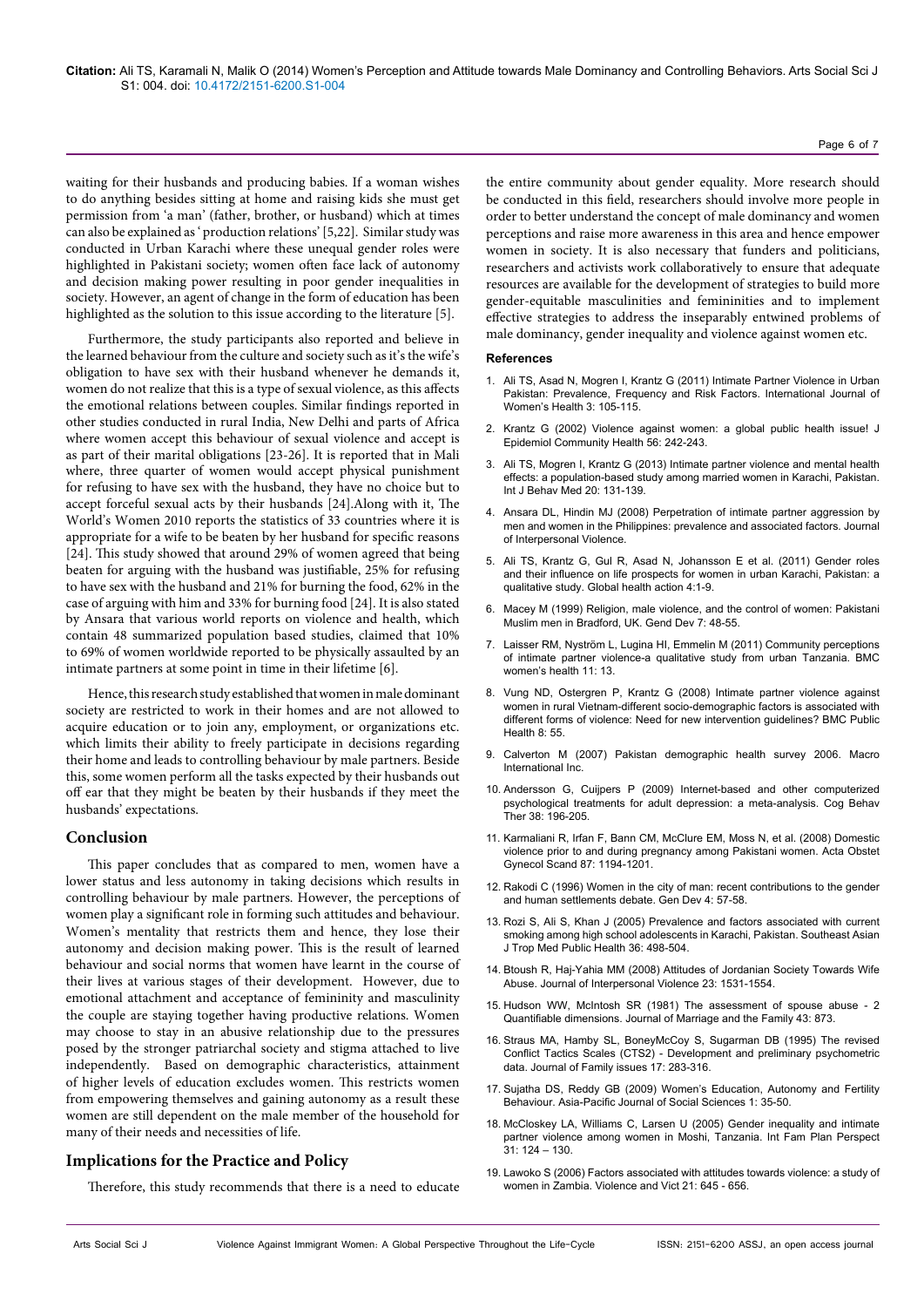waiting for their husbands and producing babies. If a woman wishes to do anything besides sitting at home and raising kids she must get permission from 'a man' (father, brother, or husband) which at times can also be explained as ' production relations' [5,22]. Similar study was conducted in Urban Karachi where these unequal gender roles were highlighted in Pakistani society; women often face lack of autonomy and decision making power resulting in poor gender inequalities in society. However, an agent of change in the form of education has been highlighted as the solution to this issue according to the literature [5].

Furthermore, the study participants also reported and believe in the learned behaviour from the culture and society such as it's the wife's obligation to have sex with their husband whenever he demands it, women do not realize that this is a type of sexual violence, as this affects the emotional relations between couples. Similar findings reported in other studies conducted in rural India, New Delhi and parts of Africa where women accept this behaviour of sexual violence and accept is as part of their marital obligations [23-26]. It is reported that in Mali where, three quarter of women would accept physical punishment for refusing to have sex with the husband, they have no choice but to accept forceful sexual acts by their husbands [24].Along with it, The World's Women 2010 reports the statistics of 33 countries where it is appropriate for a wife to be beaten by her husband for specific reasons [24]. This study showed that around 29% of women agreed that being beaten for arguing with the husband was justifiable, 25% for refusing to have sex with the husband and 21% for burning the food, 62% in the case of arguing with him and 33% for burning food [24]. It is also stated by Ansara that various world reports on violence and health, which contain 48 summarized population based studies, claimed that 10% to 69% of women worldwide reported to be physically assaulted by an intimate partners at some point in time in their lifetime [6].

Hence, this research study established that women in male dominant society are restricted to work in their homes and are not allowed to acquire education or to join any, employment, or organizations etc. which limits their ability to freely participate in decisions regarding their home and leads to controlling behaviour by male partners. Beside this, some women perform all the tasks expected by their husbands out off ear that they might be beaten by their husbands if they meet the husbands' expectations.

## Conclusion

This paper concludes that as compared to men, women have a lower status and less autonomy in taking decisions which results in controlling behaviour by male partners. However, the perceptions of women play a significant role in forming such attitudes and behaviour. Women's mentality that restricts them and hence, they lose their autonomy and decision making power. This is the result of learned behaviour and social norms that women have learnt in the course of their lives at various stages of their development. However, due to emotional attachment and acceptance of femininity and masculinity the couple are staying together having productive relations. Women may choose to stay in an abusive relationship due to the pressures posed by the stronger patriarchal society and stigma attached to live independently. Based on demographic characteristics, attainment of higher levels of education excludes women. This restricts women from empowering themselves and gaining autonomy as a result these women are still dependent on the male member of the household for many of their needs and necessities of life.

## Implications for the Practice and Policy

Therefore, this study recommends that there is a need to educate the entire community about gender equality. More research should be conducted in this field, researchers should involve more people in order to better understand the concept of male dominancy and women perceptions and raise more awareness in this area and hence empower women in society. It is also necessary that funders and politicians, researchers and activists work collaboratively to ensure that adequate resources are available for the development of strategies to build more gender-equitable masculinities and femininities and to implement effective strategies to address the inseparably entwined problems of male dominancy, gender inequality and violence against women etc.

### References

1. Ali TS, Asad N, Mogren I, Krantz G (2011) Intimate Partner Violence in Urban Pakistan: Prevalence, Frequency and Risk Factors. International Journal of Women's Health 3: 105-115.
2. Krantz G (2002) Violence against women: a global public health issue! J Epidemiol Community Health 56: 242-243.
3. Ali TS, Mogren I, Krantz G (2013) Intimate partner violence and mental health effects: a population-based study among married women in Karachi, Pakistan. Int J Behav Med 20: 131-139.
4. Ansara DL, Hindin MJ (2008) Perpetration of intimate partner aggression by men and women in the Philippines: prevalence and associated factors. Journal of Interpersonal Violence.
5. Ali TS, Krantz G, Gul R, Asad N, Johansson E et al. (2011) Gender roles and their influence on life prospects for women in urban Karachi, Pakistan: a qualitative study. Global health action 4:1-9.
6. Macey M (1999) Religion, male violence, and the control of women: Pakistani Muslim men in Bradford, UK. Gend Dev 7: 48-55.
7. Laisser RM, Nyström L, Lugina HI, Emmelin M (2011) Community perceptions of intimate partner violence-a qualitative study from urban Tanzania. BMC women's health 11: 13.
8. Vung ND, Ostergren P, Krantz G (2008) Intimate partner violence against women in rural Vietnam-different socio-demographic factors is associated with different forms of violence: Need for new intervention guidelines? BMC Public Health 8: 55.
9. Calverton M (2007) Pakistan demographic health survey 2006. Macro International Inc.
10. Andersson G, Cuijpers P (2009) Internet-based and other computerized psychological treatments for adult depression: a meta-analysis. Cog Behav Ther 38: 196-205.
11. Karmaliani R, Irfan F, Bann CM, McClure EM, Moss N, et al. (2008) Domestic violence prior to and during pregnancy among Pakistani women. Acta Obstet Gynecol Scand 87: 1194-1201.
12. Rakodi C (1996) Women in the city of man: recent contributions to the gender and human settlements debate. Gen Dev 4: 57-58.
13. Rozi S, Ali S, Khan J (2005) Prevalence and factors associated with current smoking among high school adolescents in Karachi, Pakistan. Southeast Asian J Trop Med Public Health 36: 498-504.
14. Btoush R, Haj-Yahia MM (2008) Attitudes of Jordanian Society Towards Wife Abuse. Journal of Interpersonal Violence 23: 1531-1554.
15. Hudson WW, McIntosh SR (1981) The assessment of spouse abuse - 2 Quantifiable dimensions. Journal of Marriage and the Family 43: 873.
16. Straus MA, Hamby SL, BoneyMcCoy S, Sugarman DB (1995) The revised Conflict Tactics Scales (CTS2) - Development and preliminary psychometric data. Journal of Family issues 17: 283-316.
17. Sujatha DS, Reddy GB (2009) Women's Education, Autonomy and Fertility Behaviour. Asia-Pacific Journal of Social Sciences 1: 35-50.
18. McCloskey LA, Williams C, Larsen U (2005) Gender inequality and intimate partner violence among women in Moshi, Tanzania. Int Fam Plan Perspect 31: 124 – 130.
19. Lawoko S (2006) Factors associated with attitudes towards violence: a study of women in Zambia. Violence and Vict 21: 645 - 656.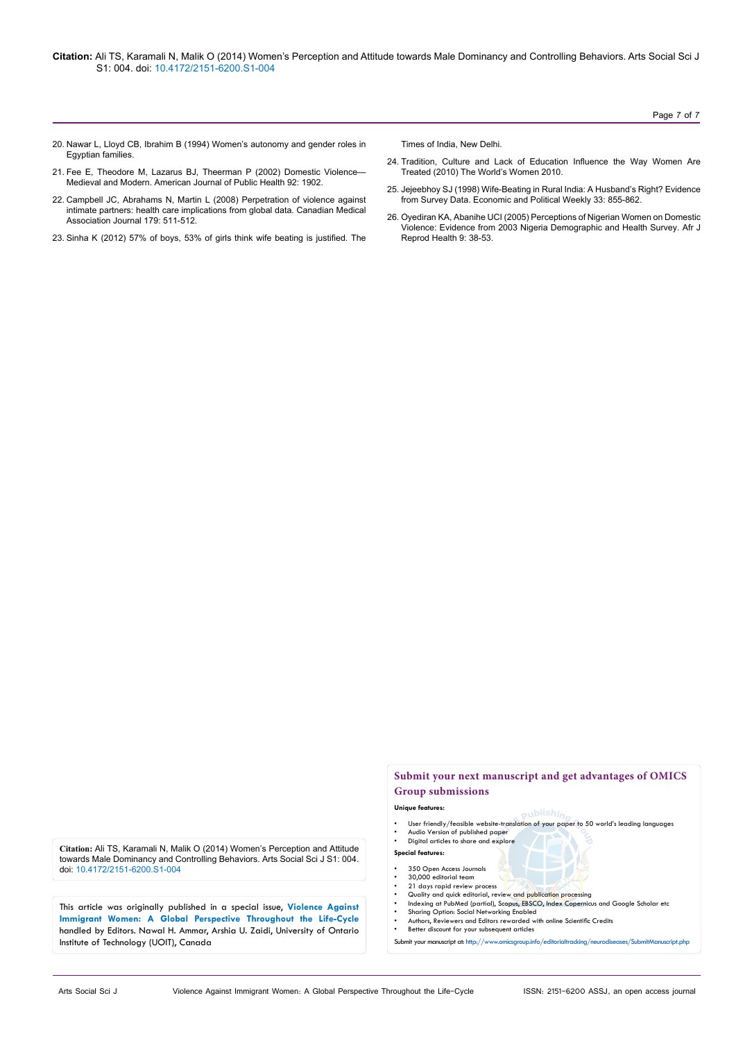20. Nawar L, Lloyd CB, Ibrahim B (1994) Women's autonomy and gender roles in Egyptian families.

21. Fee E, Theodore M, Lazarus BJ, Theerman P (2002) Domestic Violence—Medieval and Modern. American Journal of Public Health 92: 1902.

22. Campbell JC, Abrahams N, Martin L (2008) Perpetration of violence against intimate partners: health care implications from global data. Canadian Medical Association Journal 179: 511-512.

23. Sinha K (2012) 57% of boys, 53% of girls think wife beating is justified. The Times of India, New Delhi.

24. Tradition, Culture and Lack of Education Influence the Way Women Are Treated (2010) The World's Women 2010.

25. Jejeebhoy SJ (1998) Wife-Beating in Rural India: A Husband's Right? Evidence from Survey Data. Economic and Political Weekly 33: 855-862.

26. Oyediran KA, Abanihe UCI (2005) Perceptions of Nigerian Women on Domestic Violence: Evidence from 2003 Nigeria Demographic and Health Survey. Afr J Reprod Health 9: 38-53.

**Citation:** Ali TS, Karamali N, Malik O (2014) Women's Perception and Attitude towards Male Dominancy and Controlling Behaviors. Arts Social Sci J S1: 004. doi: 10.4172/2151-6200.S1-004

This article was originally published in a special issue, **Violence Against Immigrant Women: A Global Perspective Throughout the Life-Cycle** handled by Editors. Nawal H. Ammar, Arshia U. Zaidi, University of Ontario Institute of Technology (UOIT), Canada

**Submit your next manuscript and get advantages of OMICS Group submissions**

**Unique features:**

- User friendly/feasible website-translation of your paper to 50 world's leading languages
- Audio Version of published paper
- Digital articles to share and explore

**Special features:**

- 350 Open Access Journals
- 30,000 editorial team
- 21 days rapid review process
- Quality and quick editorial, review and publication processing
- Indexing at PubMed (partial), Scopus, EBSCO, Index Copernicus and Google Scholar etc
- Sharing Option: Social Networking Enabled
- Authors, Reviewers and Editors rewarded with online Scientific Credits
- Better discount for your subsequent articles

Submit your manuscript at: http://www.omicsgroup.info/editorialtracking/neurodiseases/SubmitManuscript.php